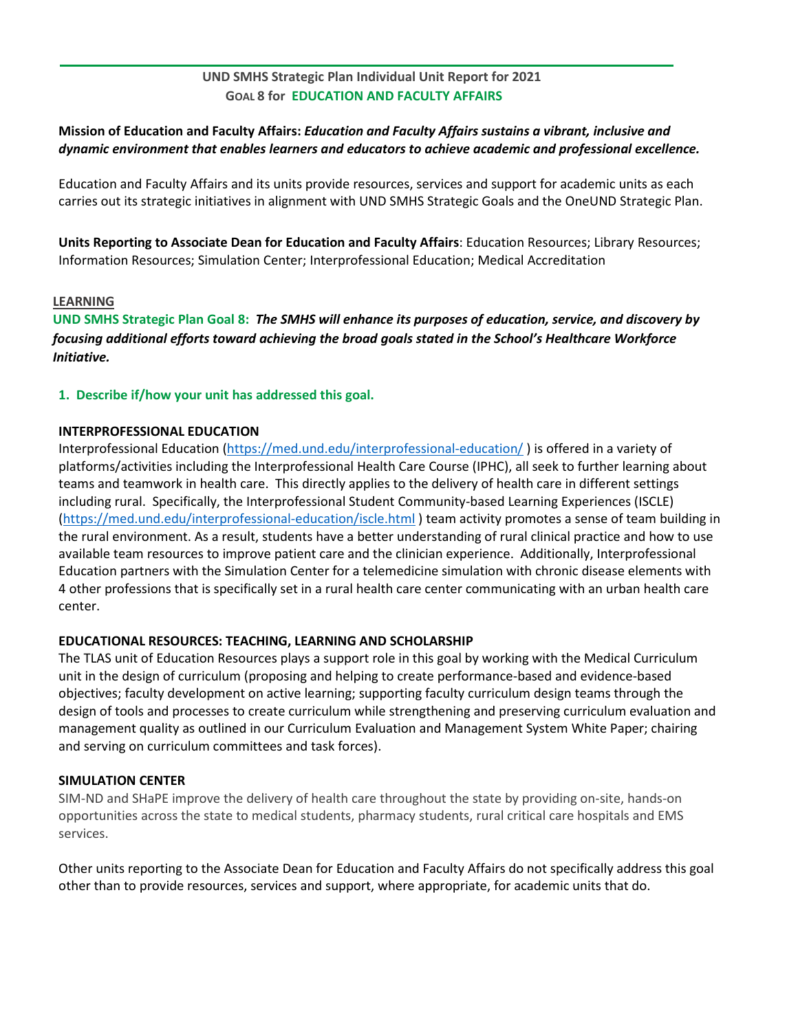**UND SMHS Strategic Plan Individual Unit Report for 2021**
**GOAL 8 for EDUCATION AND FACULTY AFFAIRS**

**Mission of Education and Faculty Affairs:** ***Education and Faculty Affairs sustains a vibrant, inclusive and dynamic environment that enables learners and educators to achieve academic and professional excellence.***

Education and Faculty Affairs and its units provide resources, services and support for academic units as each carries out its strategic initiatives in alignment with UND SMHS Strategic Goals and the OneUND Strategic Plan.

**Units Reporting to Associate Dean for Education and Faculty Affairs**: Education Resources; Library Resources; Information Resources; Simulation Center; Interprofessional Education; Medical Accreditation

**LEARNING**

**UND SMHS Strategic Plan Goal 8:** ***The SMHS will enhance its purposes of education, service, and discovery by focusing additional efforts toward achieving the broad goals stated in the School's Healthcare Workforce Initiative.***

**1. Describe if/how your unit has addressed this goal.**

**INTERPROFESSIONAL EDUCATION**

Interprofessional Education (https://med.und.edu/interprofessional-education/ ) is offered in a variety of platforms/activities including the Interprofessional Health Care Course (IPHC), all seek to further learning about teams and teamwork in health care. This directly applies to the delivery of health care in different settings including rural. Specifically, the Interprofessional Student Community-based Learning Experiences (ISCLE) (https://med.und.edu/interprofessional-education/iscle.html ) team activity promotes a sense of team building in the rural environment. As a result, students have a better understanding of rural clinical practice and how to use available team resources to improve patient care and the clinician experience. Additionally, Interprofessional Education partners with the Simulation Center for a telemedicine simulation with chronic disease elements with 4 other professions that is specifically set in a rural health care center communicating with an urban health care center.

**EDUCATIONAL RESOURCES: TEACHING, LEARNING AND SCHOLARSHIP**

The TLAS unit of Education Resources plays a support role in this goal by working with the Medical Curriculum unit in the design of curriculum (proposing and helping to create performance-based and evidence-based objectives; faculty development on active learning; supporting faculty curriculum design teams through the design of tools and processes to create curriculum while strengthening and preserving curriculum evaluation and management quality as outlined in our Curriculum Evaluation and Management System White Paper; chairing and serving on curriculum committees and task forces).

**SIMULATION CENTER**

SIM-ND and SHaPE improve the delivery of health care throughout the state by providing on-site, hands-on opportunities across the state to medical students, pharmacy students, rural critical care hospitals and EMS services.

Other units reporting to the Associate Dean for Education and Faculty Affairs do not specifically address this goal other than to provide resources, services and support, where appropriate, for academic units that do.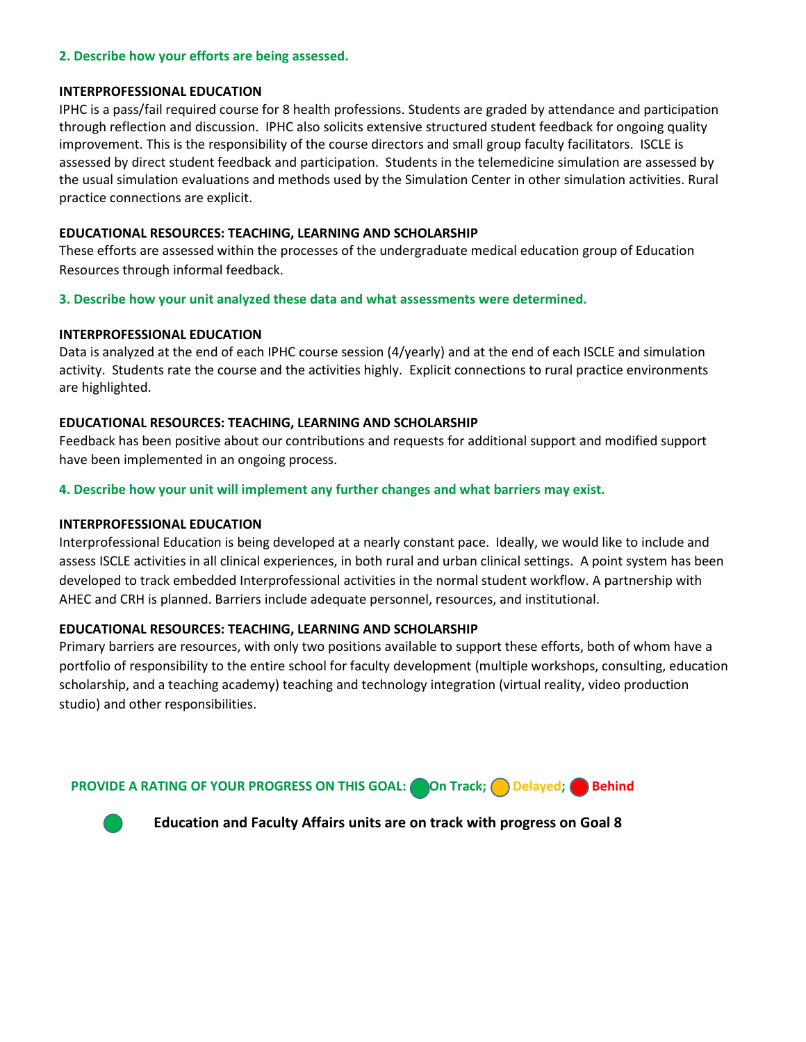### 2. Describe how your efforts are being assessed.

**INTERPROFESSIONAL EDUCATION**

IPHC is a pass/fail required course for 8 health professions. Students are graded by attendance and participation through reflection and discussion. IPHC also solicits extensive structured student feedback for ongoing quality improvement. This is the responsibility of the course directors and small group faculty facilitators. ISCLE is assessed by direct student feedback and participation. Students in the telemedicine simulation are assessed by the usual simulation evaluations and methods used by the Simulation Center in other simulation activities. Rural practice connections are explicit.

**EDUCATIONAL RESOURCES: TEACHING, LEARNING AND SCHOLARSHIP**

These efforts are assessed within the processes of the undergraduate medical education group of Education Resources through informal feedback.

### 3. Describe how your unit analyzed these data and what assessments were determined.

**INTERPROFESSIONAL EDUCATION**

Data is analyzed at the end of each IPHC course session (4/yearly) and at the end of each ISCLE and simulation activity. Students rate the course and the activities highly. Explicit connections to rural practice environments are highlighted.

**EDUCATIONAL RESOURCES: TEACHING, LEARNING AND SCHOLARSHIP**

Feedback has been positive about our contributions and requests for additional support and modified support have been implemented in an ongoing process.

### 4. Describe how your unit will implement any further changes and what barriers may exist.

**INTERPROFESSIONAL EDUCATION**

Interprofessional Education is being developed at a nearly constant pace. Ideally, we would like to include and assess ISCLE activities in all clinical experiences, in both rural and urban clinical settings. A point system has been developed to track embedded Interprofessional activities in the normal student workflow. A partnership with AHEC and CRH is planned. Barriers include adequate personnel, resources, and institutional.

**EDUCATIONAL RESOURCES: TEACHING, LEARNING AND SCHOLARSHIP**

Primary barriers are resources, with only two positions available to support these efforts, both of whom have a portfolio of responsibility to the entire school for faculty development (multiple workshops, consulting, education scholarship, and a teaching academy) teaching and technology integration (virtual reality, video production studio) and other responsibilities.

**PROVIDE A RATING OF YOUR PROGRESS ON THIS GOAL: ● On Track; ● Delayed; ● Behind**

● **Education and Faculty Affairs units are on track with progress on Goal 8**